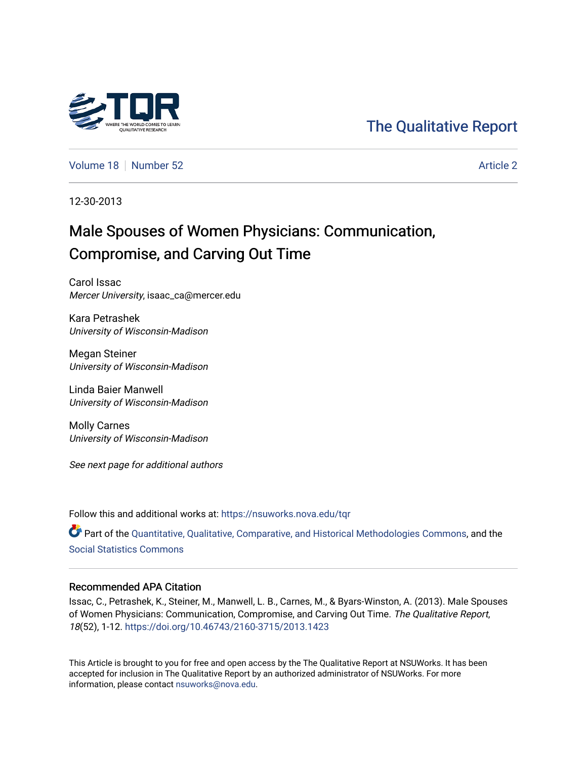The Qualitative Report

Volume 18 | Number 52 | Article 2

12-30-2013

# Male Spouses of Women Physicians: Communication, Compromise, and Carving Out Time

Carol Issac
*Mercer University*, isaac_ca@mercer.edu

Kara Petrashek
*University of Wisconsin-Madison*

Megan Steiner
*University of Wisconsin-Madison*

Linda Baier Manwell
*University of Wisconsin-Madison*

Molly Carnes
*University of Wisconsin-Madison*

*See next page for additional authors*

Follow this and additional works at: https://nsuworks.nova.edu/tqr

Part of the Quantitative, Qualitative, Comparative, and Historical Methodologies Commons, and the Social Statistics Commons

## Recommended APA Citation

Issac, C., Petrashek, K., Steiner, M., Manwell, L. B., Carnes, M., & Byars-Winston, A. (2013). Male Spouses of Women Physicians: Communication, Compromise, and Carving Out Time. *The Qualitative Report*, *18*(52), 1-12. https://doi.org/10.46743/2160-3715/2013.1423

This Article is brought to you for free and open access by the The Qualitative Report at NSUWorks. It has been accepted for inclusion in The Qualitative Report by an authorized administrator of NSUWorks. For more information, please contact nsuworks@nova.edu.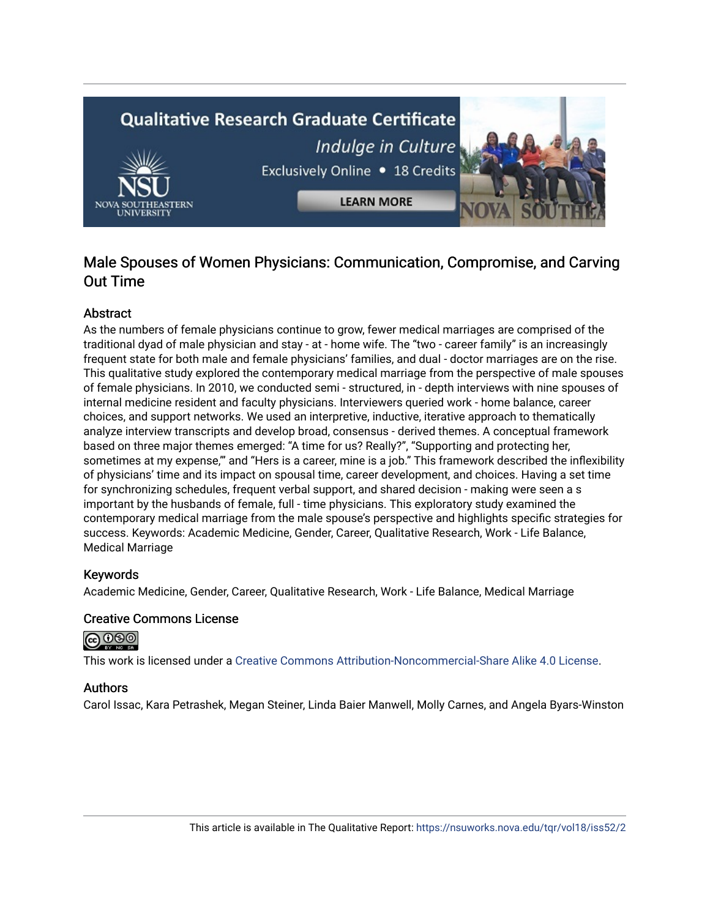## Male Spouses of Women Physicians: Communication, Compromise, and Carving Out Time

### Abstract

As the numbers of female physicians continue to grow, fewer medical marriages are comprised of the traditional dyad of male physician and stay - at - home wife. The "two - career family" is an increasingly frequent state for both male and female physicians' families, and dual - doctor marriages are on the rise. This qualitative study explored the contemporary medical marriage from the perspective of male spouses of female physicians. In 2010, we conducted semi - structured, in - depth interviews with nine spouses of internal medicine resident and faculty physicians. Interviewers queried work - home balance, career choices, and support networks. We used an interpretive, inductive, iterative approach to thematically analyze interview transcripts and develop broad, consensus - derived themes. A conceptual framework based on three major themes emerged: "A time for us? Really?", "Supporting and protecting her, sometimes at my expense,'" and "Hers is a career, mine is a job." This framework described the inflexibility of physicians' time and its impact on spousal time, career development, and choices. Having a set time for synchronizing schedules, frequent verbal support, and shared decision - making were seen a s important by the husbands of female, full - time physicians. This exploratory study examined the contemporary medical marriage from the male spouse's perspective and highlights specific strategies for success. Keywords: Academic Medicine, Gender, Career, Qualitative Research, Work - Life Balance, Medical Marriage

### Keywords

Academic Medicine, Gender, Career, Qualitative Research, Work - Life Balance, Medical Marriage

### Creative Commons License

This work is licensed under a Creative Commons Attribution-Noncommercial-Share Alike 4.0 License.

### Authors

Carol Issac, Kara Petrashek, Megan Steiner, Linda Baier Manwell, Molly Carnes, and Angela Byars-Winston

This article is available in The Qualitative Report: https://nsuworks.nova.edu/tqr/vol18/iss52/2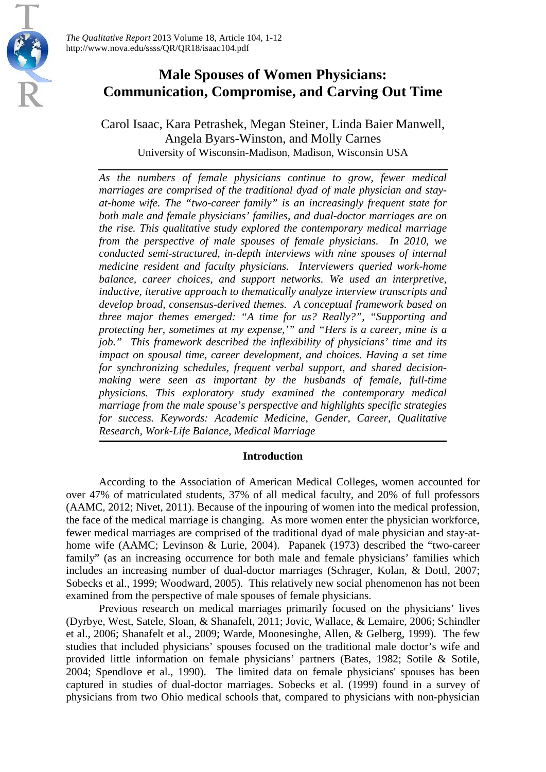# Male Spouses of Women Physicians: Communication, Compromise, and Carving Out Time

Carol Isaac, Kara Petrashek, Megan Steiner, Linda Baier Manwell, Angela Byars-Winston, and Molly Carnes
University of Wisconsin-Madison, Madison, Wisconsin USA

*As the numbers of female physicians continue to grow, fewer medical marriages are comprised of the traditional dyad of male physician and stay-at-home wife. The "two-career family" is an increasingly frequent state for both male and female physicians' families, and dual-doctor marriages are on the rise. This qualitative study explored the contemporary medical marriage from the perspective of male spouses of female physicians. In 2010, we conducted semi-structured, in-depth interviews with nine spouses of internal medicine resident and faculty physicians. Interviewers queried work-home balance, career choices, and support networks. We used an interpretive, inductive, iterative approach to thematically analyze interview transcripts and develop broad, consensus-derived themes. A conceptual framework based on three major themes emerged: "A time for us? Really?", "Supporting and protecting her, sometimes at my expense,'" and "Hers is a career, mine is a job." This framework described the inflexibility of physicians' time and its impact on spousal time, career development, and choices. Having a set time for synchronizing schedules, frequent verbal support, and shared decision-making were seen as important by the husbands of female, full-time physicians. This exploratory study examined the contemporary medical marriage from the male spouse's perspective and highlights specific strategies for success. Keywords: Academic Medicine, Gender, Career, Qualitative Research, Work-Life Balance, Medical Marriage*

## Introduction

According to the Association of American Medical Colleges, women accounted for over 47% of matriculated students, 37% of all medical faculty, and 20% of full professors (AAMC, 2012; Nivet, 2011). Because of the inpouring of women into the medical profession, the face of the medical marriage is changing. As more women enter the physician workforce, fewer medical marriages are comprised of the traditional dyad of male physician and stay-at-home wife (AAMC; Levinson & Lurie, 2004). Papanek (1973) described the "two-career family" (as an increasing occurrence for both male and female physicians' families which includes an increasing number of dual-doctor marriages (Schrager, Kolan, & Dottl, 2007; Sobecks et al., 1999; Woodward, 2005). This relatively new social phenomenon has not been examined from the perspective of male spouses of female physicians.

Previous research on medical marriages primarily focused on the physicians' lives (Dyrbye, West, Satele, Sloan, & Shanafelt, 2011; Jovic, Wallace, & Lemaire, 2006; Schindler et al., 2006; Shanafelt et al., 2009; Warde, Moonesinghe, Allen, & Gelberg, 1999). The few studies that included physicians' spouses focused on the traditional male doctor's wife and provided little information on female physicians' partners (Bates, 1982; Sotile & Sotile, 2004; Spendlove et al., 1990). The limited data on female physicians' spouses has been captured in studies of dual-doctor marriages. Sobecks et al. (1999) found in a survey of physicians from two Ohio medical schools that, compared to physicians with non-physician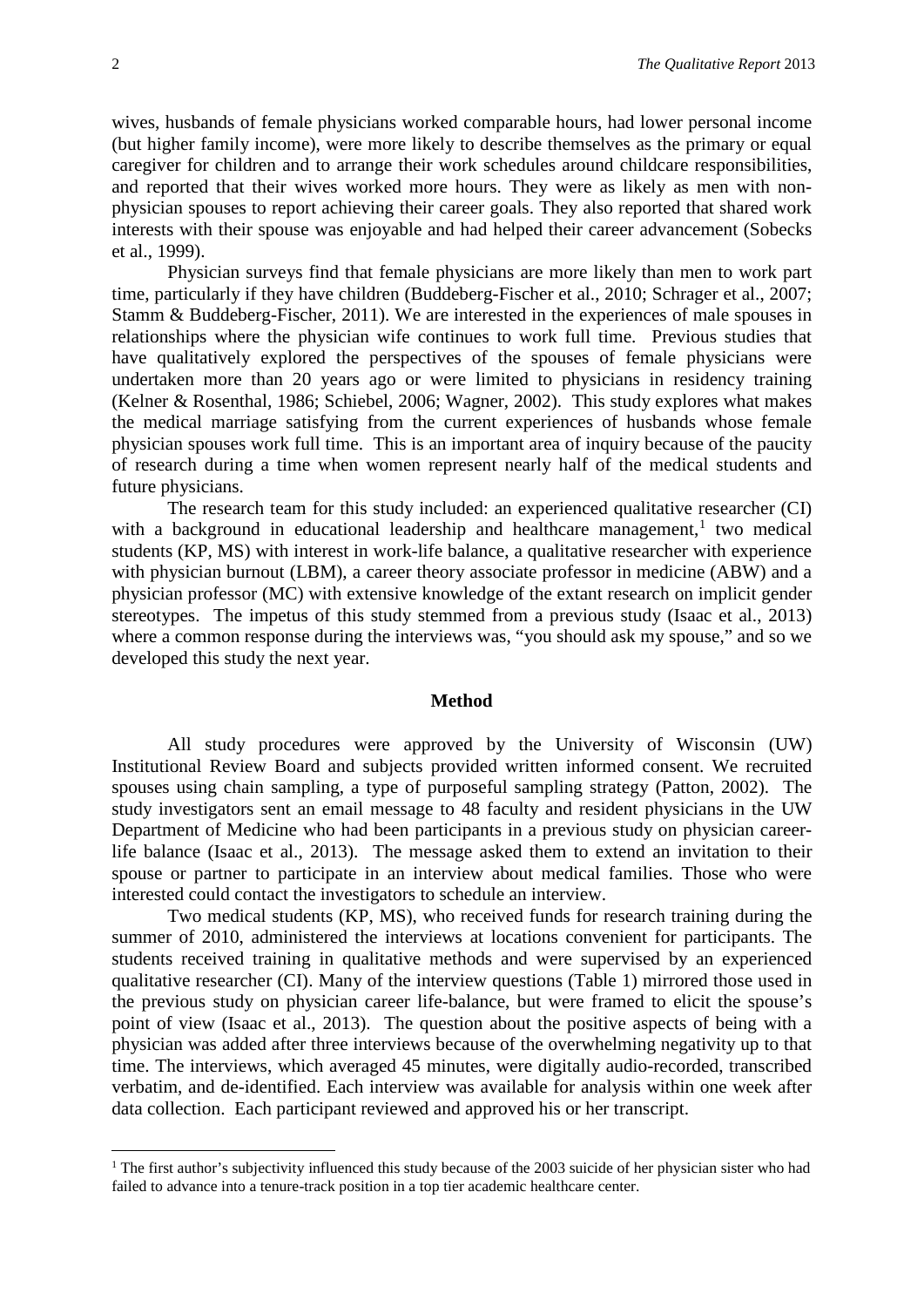wives, husbands of female physicians worked comparable hours, had lower personal income (but higher family income), were more likely to describe themselves as the primary or equal caregiver for children and to arrange their work schedules around childcare responsibilities, and reported that their wives worked more hours. They were as likely as men with non-physician spouses to report achieving their career goals. They also reported that shared work interests with their spouse was enjoyable and had helped their career advancement (Sobecks et al., 1999).

Physician surveys find that female physicians are more likely than men to work part time, particularly if they have children (Buddeberg-Fischer et al., 2010; Schrager et al., 2007; Stamm & Buddeberg-Fischer, 2011). We are interested in the experiences of male spouses in relationships where the physician wife continues to work full time. Previous studies that have qualitatively explored the perspectives of the spouses of female physicians were undertaken more than 20 years ago or were limited to physicians in residency training (Kelner & Rosenthal, 1986; Schiebel, 2006; Wagner, 2002). This study explores what makes the medical marriage satisfying from the current experiences of husbands whose female physician spouses work full time. This is an important area of inquiry because of the paucity of research during a time when women represent nearly half of the medical students and future physicians.

The research team for this study included: an experienced qualitative researcher (CI) with a background in educational leadership and healthcare management,[1] two medical students (KP, MS) with interest in work-life balance, a qualitative researcher with experience with physician burnout (LBM), a career theory associate professor in medicine (ABW) and a physician professor (MC) with extensive knowledge of the extant research on implicit gender stereotypes. The impetus of this study stemmed from a previous study (Isaac et al., 2013) where a common response during the interviews was, "you should ask my spouse," and so we developed this study the next year.

## Method

All study procedures were approved by the University of Wisconsin (UW) Institutional Review Board and subjects provided written informed consent. We recruited spouses using chain sampling, a type of purposeful sampling strategy (Patton, 2002). The study investigators sent an email message to 48 faculty and resident physicians in the UW Department of Medicine who had been participants in a previous study on physician career-life balance (Isaac et al., 2013). The message asked them to extend an invitation to their spouse or partner to participate in an interview about medical families. Those who were interested could contact the investigators to schedule an interview.

Two medical students (KP, MS), who received funds for research training during the summer of 2010, administered the interviews at locations convenient for participants. The students received training in qualitative methods and were supervised by an experienced qualitative researcher (CI). Many of the interview questions (Table 1) mirrored those used in the previous study on physician career life-balance, but were framed to elicit the spouse's point of view (Isaac et al., 2013). The question about the positive aspects of being with a physician was added after three interviews because of the overwhelming negativity up to that time. The interviews, which averaged 45 minutes, were digitally audio-recorded, transcribed verbatim, and de-identified. Each interview was available for analysis within one week after data collection. Each participant reviewed and approved his or her transcript.

---

[1] The first author's subjectivity influenced this study because of the 2003 suicide of her physician sister who had failed to advance into a tenure-track position in a top tier academic healthcare center.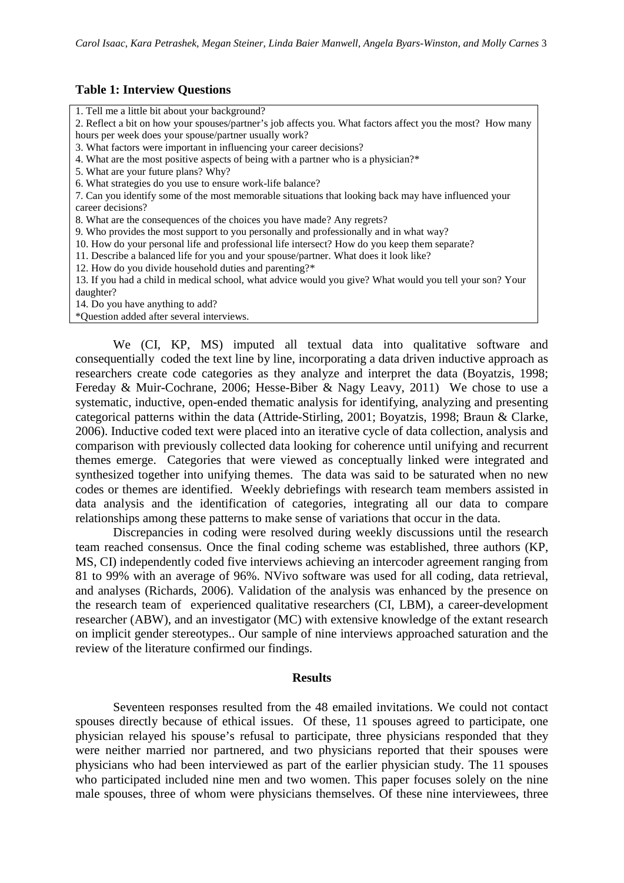**Table 1: Interview Questions**

1. Tell me a little bit about your background?
2. Reflect a bit on how your spouses/partner's job affects you. What factors affect you the most? How many hours per week does your spouse/partner usually work?
3. What factors were important in influencing your career decisions?
4. What are the most positive aspects of being with a partner who is a physician?*
5. What are your future plans? Why?
6. What strategies do you use to ensure work-life balance?
7. Can you identify some of the most memorable situations that looking back may have influenced your career decisions?
8. What are the consequences of the choices you have made? Any regrets?
9. Who provides the most support to you personally and professionally and in what way?
10. How do your personal life and professional life intersect? How do you keep them separate?
11. Describe a balanced life for you and your spouse/partner. What does it look like?
12. How do you divide household duties and parenting?*
13. If you had a child in medical school, what advice would you give? What would you tell your son? Your daughter?
14. Do you have anything to add?

*Question added after several interviews.

We (CI, KP, MS) imputed all textual data into qualitative software and consequentially coded the text line by line, incorporating a data driven inductive approach as researchers create code categories as they analyze and interpret the data (Boyatzis, 1998; Fereday & Muir-Cochrane, 2006; Hesse-Biber & Nagy Leavy, 2011) We chose to use a systematic, inductive, open-ended thematic analysis for identifying, analyzing and presenting categorical patterns within the data (Attride-Stirling, 2001; Boyatzis, 1998; Braun & Clarke, 2006). Inductive coded text were placed into an iterative cycle of data collection, analysis and comparison with previously collected data looking for coherence until unifying and recurrent themes emerge. Categories that were viewed as conceptually linked were integrated and synthesized together into unifying themes. The data was said to be saturated when no new codes or themes are identified. Weekly debriefings with research team members assisted in data analysis and the identification of categories, integrating all our data to compare relationships among these patterns to make sense of variations that occur in the data.

Discrepancies in coding were resolved during weekly discussions until the research team reached consensus. Once the final coding scheme was established, three authors (KP, MS, CI) independently coded five interviews achieving an intercoder agreement ranging from 81 to 99% with an average of 96%. NVivo software was used for all coding, data retrieval, and analyses (Richards, 2006). Validation of the analysis was enhanced by the presence on the research team of experienced qualitative researchers (CI, LBM), a career-development researcher (ABW), and an investigator (MC) with extensive knowledge of the extant research on implicit gender stereotypes.. Our sample of nine interviews approached saturation and the review of the literature confirmed our findings.

## Results

Seventeen responses resulted from the 48 emailed invitations. We could not contact spouses directly because of ethical issues. Of these, 11 spouses agreed to participate, one physician relayed his spouse's refusal to participate, three physicians responded that they were neither married nor partnered, and two physicians reported that their spouses were physicians who had been interviewed as part of the earlier physician study. The 11 spouses who participated included nine men and two women. This paper focuses solely on the nine male spouses, three of whom were physicians themselves. Of these nine interviewees, three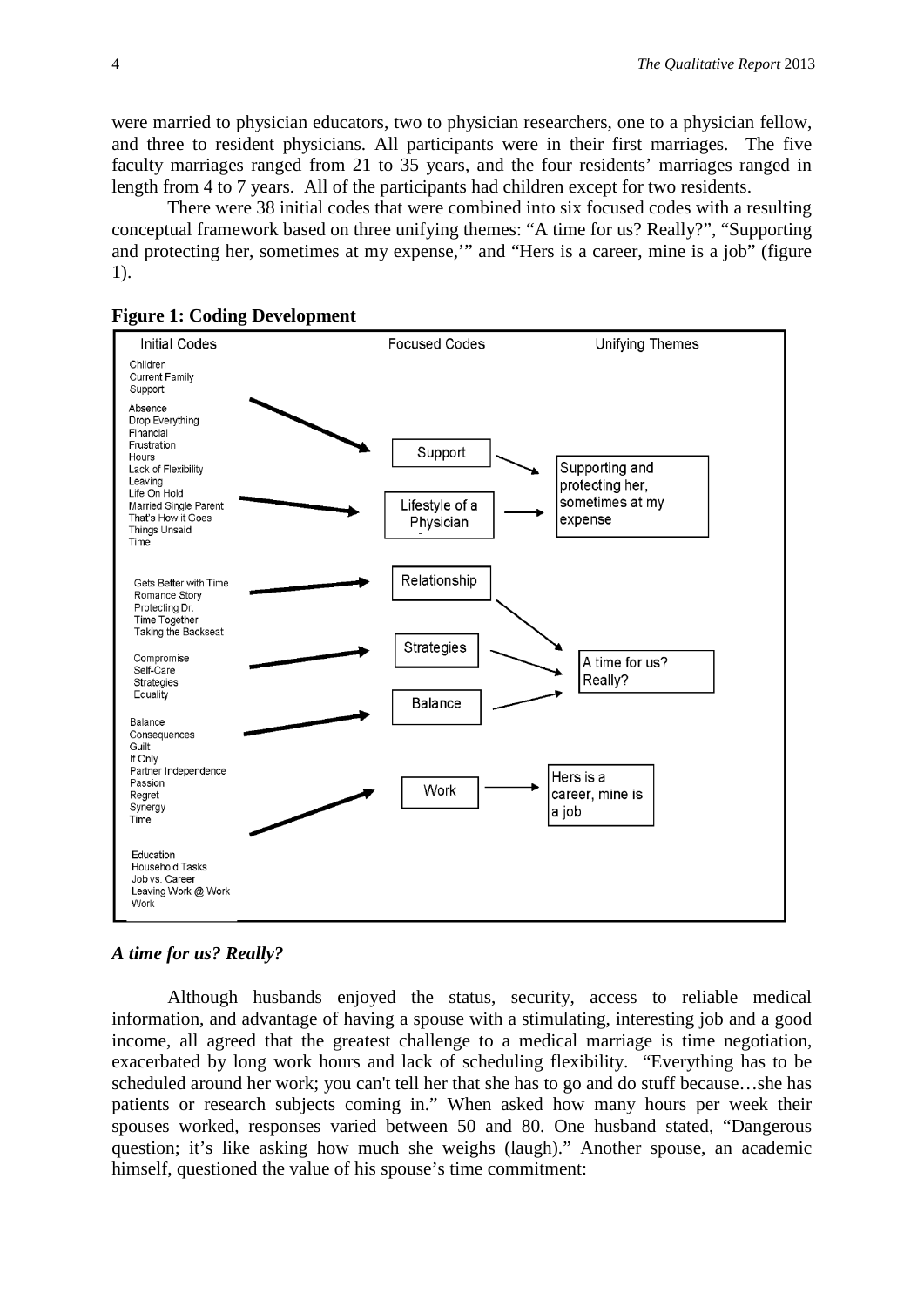were married to physician educators, two to physician researchers, one to a physician fellow, and three to resident physicians. All participants were in their first marriages. The five faculty marriages ranged from 21 to 35 years, and the four residents' marriages ranged in length from 4 to 7 years. All of the participants had children except for two residents.

There were 38 initial codes that were combined into six focused codes with a resulting conceptual framework based on three unifying themes: "A time for us? Really?", "Supporting and protecting her, sometimes at my expense,'" and "Hers is a career, mine is a job" (figure 1).

**Figure 1: Coding Development**

| Initial Codes | Focused Codes | Unifying Themes |
|---|---|---|
| Children, Current Family, Support, Absence, Drop Everything, Financial, Frustration, Hours, Lack of Flexibility, Leaving, Life On Hold, Married Single Parent, That's How it Goes, Things Unsaid, Time | Support; Lifestyle of a Physician | Supporting and protecting her, sometimes at my expense |
| Gets Better with Time, Romance Story, Protecting Dr., Time Together, Taking the Backseat | Relationship | A time for us? Really? |
| Compromise, Self-Care, Strategies, Equality | Strategies | A time for us? Really? |
| Balance, Consequences, Guilt, If Only..., Partner Independence, Passion, Regret, Synergy, Time | Balance | A time for us? Really? |
| Education, Household Tasks, Job vs. Career, Leaving Work @ Work, Work | Work | Hers is a career, mine is a job |

### *A time for us? Really?*

Although husbands enjoyed the status, security, access to reliable medical information, and advantage of having a spouse with a stimulating, interesting job and a good income, all agreed that the greatest challenge to a medical marriage is time negotiation, exacerbated by long work hours and lack of scheduling flexibility. "Everything has to be scheduled around her work; you can't tell her that she has to go and do stuff because…she has patients or research subjects coming in." When asked how many hours per week their spouses worked, responses varied between 50 and 80. One husband stated, "Dangerous question; it's like asking how much she weighs (laugh)." Another spouse, an academic himself, questioned the value of his spouse's time commitment: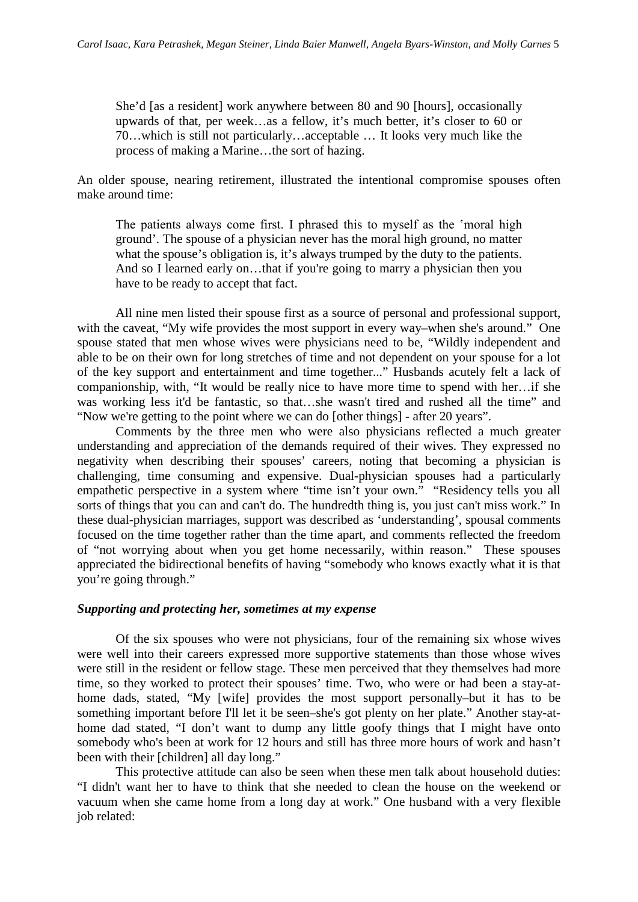> She'd [as a resident] work anywhere between 80 and 90 [hours], occasionally upwards of that, per week…as a fellow, it's much better, it's closer to 60 or 70…which is still not particularly…acceptable … It looks very much like the process of making a Marine…the sort of hazing.

An older spouse, nearing retirement, illustrated the intentional compromise spouses often make around time:

> The patients always come first. I phrased this to myself as the 'moral high ground'. The spouse of a physician never has the moral high ground, no matter what the spouse's obligation is, it's always trumped by the duty to the patients. And so I learned early on…that if you're going to marry a physician then you have to be ready to accept that fact.

All nine men listed their spouse first as a source of personal and professional support, with the caveat, "My wife provides the most support in every way–when she's around." One spouse stated that men whose wives were physicians need to be, "Wildly independent and able to be on their own for long stretches of time and not dependent on your spouse for a lot of the key support and entertainment and time together..." Husbands acutely felt a lack of companionship, with, "It would be really nice to have more time to spend with her…if she was working less it'd be fantastic, so that…she wasn't tired and rushed all the time" and "Now we're getting to the point where we can do [other things] - after 20 years".

Comments by the three men who were also physicians reflected a much greater understanding and appreciation of the demands required of their wives. They expressed no negativity when describing their spouses' careers, noting that becoming a physician is challenging, time consuming and expensive. Dual-physician spouses had a particularly empathetic perspective in a system where "time isn't your own." "Residency tells you all sorts of things that you can and can't do. The hundredth thing is, you just can't miss work." In these dual-physician marriages, support was described as 'understanding', spousal comments focused on the time together rather than the time apart, and comments reflected the freedom of "not worrying about when you get home necessarily, within reason." These spouses appreciated the bidirectional benefits of having "somebody who knows exactly what it is that you're going through."

### *Supporting and protecting her, sometimes at my expense*

Of the six spouses who were not physicians, four of the remaining six whose wives were well into their careers expressed more supportive statements than those whose wives were still in the resident or fellow stage. These men perceived that they themselves had more time, so they worked to protect their spouses' time. Two, who were or had been a stay-at-home dads, stated, "My [wife] provides the most support personally–but it has to be something important before I'll let it be seen–she's got plenty on her plate." Another stay-at-home dad stated, "I don't want to dump any little goofy things that I might have onto somebody who's been at work for 12 hours and still has three more hours of work and hasn't been with their [children] all day long."

This protective attitude can also be seen when these men talk about household duties: "I didn't want her to have to think that she needed to clean the house on the weekend or vacuum when she came home from a long day at work." One husband with a very flexible job related: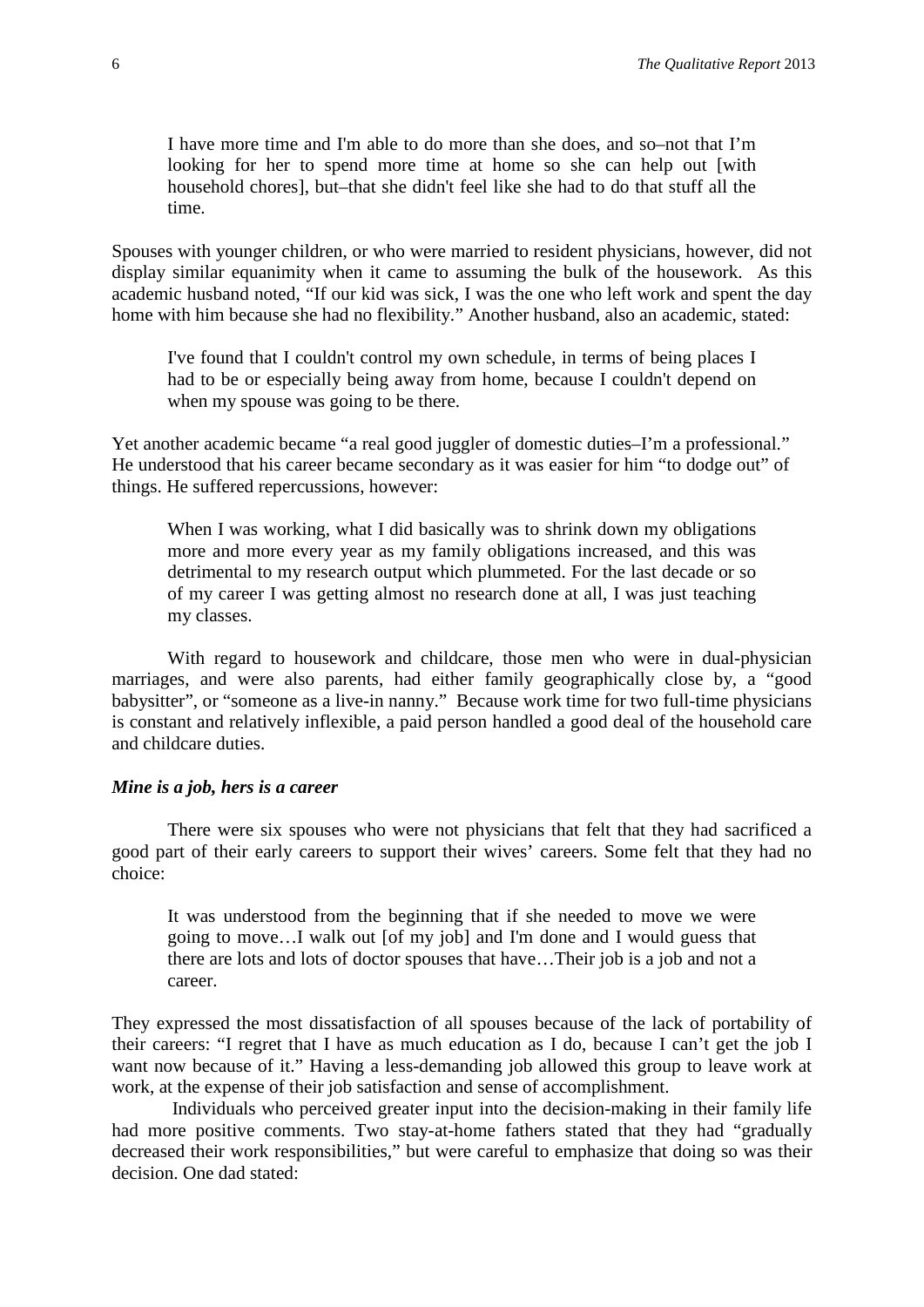> I have more time and I'm able to do more than she does, and so–not that I'm looking for her to spend more time at home so she can help out [with household chores], but–that she didn't feel like she had to do that stuff all the time.

Spouses with younger children, or who were married to resident physicians, however, did not display similar equanimity when it came to assuming the bulk of the housework. As this academic husband noted, "If our kid was sick, I was the one who left work and spent the day home with him because she had no flexibility." Another husband, also an academic, stated:

> I've found that I couldn't control my own schedule, in terms of being places I had to be or especially being away from home, because I couldn't depend on when my spouse was going to be there.

Yet another academic became "a real good juggler of domestic duties–I'm a professional." He understood that his career became secondary as it was easier for him "to dodge out" of things. He suffered repercussions, however:

> When I was working, what I did basically was to shrink down my obligations more and more every year as my family obligations increased, and this was detrimental to my research output which plummeted. For the last decade or so of my career I was getting almost no research done at all, I was just teaching my classes.

With regard to housework and childcare, those men who were in dual-physician marriages, and were also parents, had either family geographically close by, a "good babysitter", or "someone as a live-in nanny." Because work time for two full-time physicians is constant and relatively inflexible, a paid person handled a good deal of the household care and childcare duties.

### *Mine is a job, hers is a career*

There were six spouses who were not physicians that felt that they had sacrificed a good part of their early careers to support their wives' careers. Some felt that they had no choice:

> It was understood from the beginning that if she needed to move we were going to move…I walk out [of my job] and I'm done and I would guess that there are lots and lots of doctor spouses that have…Their job is a job and not a career.

They expressed the most dissatisfaction of all spouses because of the lack of portability of their careers: "I regret that I have as much education as I do, because I can't get the job I want now because of it." Having a less-demanding job allowed this group to leave work at work, at the expense of their job satisfaction and sense of accomplishment.

Individuals who perceived greater input into the decision-making in their family life had more positive comments. Two stay-at-home fathers stated that they had "gradually decreased their work responsibilities," but were careful to emphasize that doing so was their decision. One dad stated: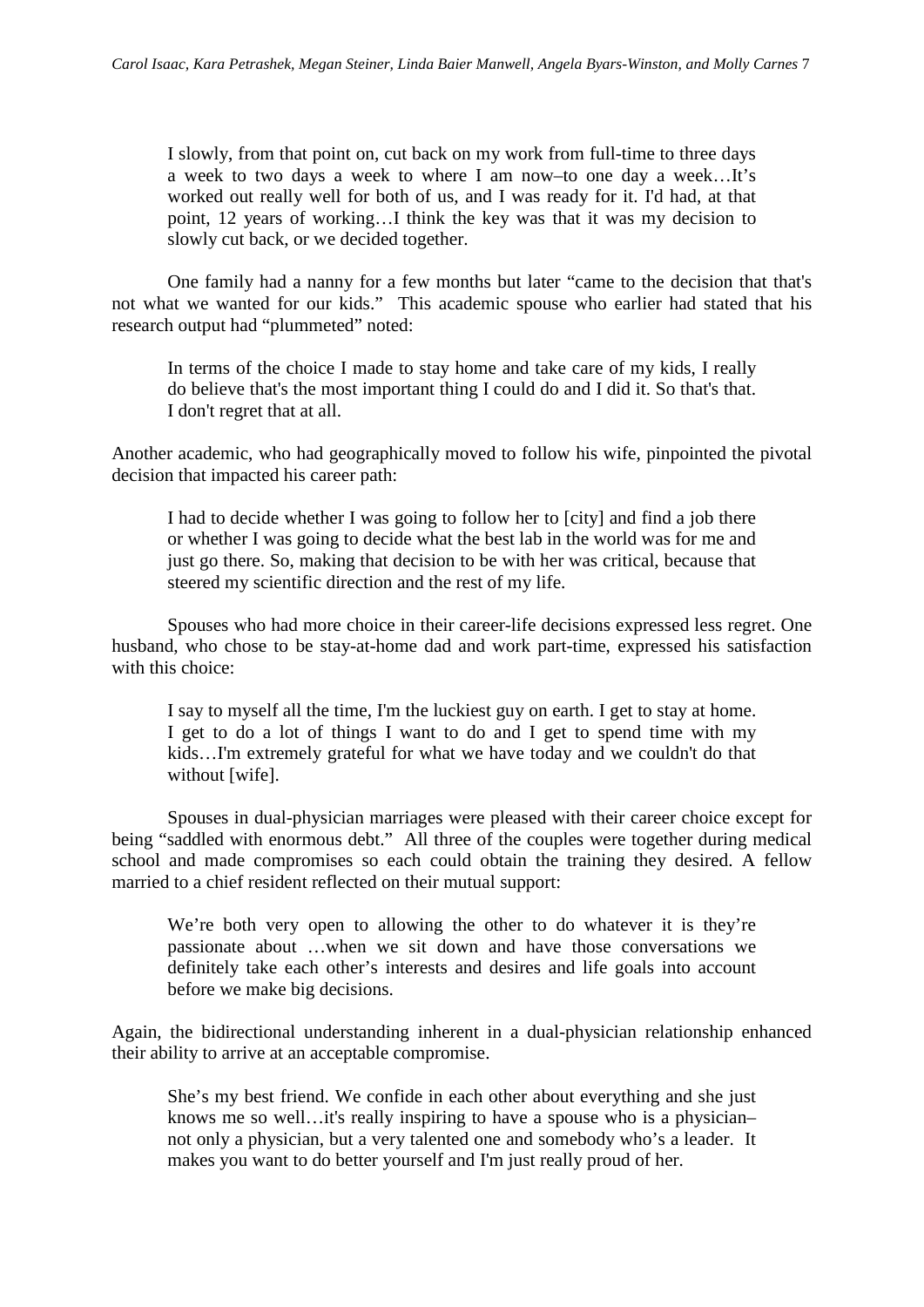> I slowly, from that point on, cut back on my work from full-time to three days a week to two days a week to where I am now–to one day a week…It's worked out really well for both of us, and I was ready for it. I'd had, at that point, 12 years of working…I think the key was that it was my decision to slowly cut back, or we decided together.

One family had a nanny for a few months but later "came to the decision that that's not what we wanted for our kids." This academic spouse who earlier had stated that his research output had "plummeted" noted:

> In terms of the choice I made to stay home and take care of my kids, I really do believe that's the most important thing I could do and I did it. So that's that. I don't regret that at all.

Another academic, who had geographically moved to follow his wife, pinpointed the pivotal decision that impacted his career path:

> I had to decide whether I was going to follow her to [city] and find a job there or whether I was going to decide what the best lab in the world was for me and just go there. So, making that decision to be with her was critical, because that steered my scientific direction and the rest of my life.

Spouses who had more choice in their career-life decisions expressed less regret. One husband, who chose to be stay-at-home dad and work part-time, expressed his satisfaction with this choice:

> I say to myself all the time, I'm the luckiest guy on earth. I get to stay at home. I get to do a lot of things I want to do and I get to spend time with my kids…I'm extremely grateful for what we have today and we couldn't do that without [wife].

Spouses in dual-physician marriages were pleased with their career choice except for being "saddled with enormous debt." All three of the couples were together during medical school and made compromises so each could obtain the training they desired. A fellow married to a chief resident reflected on their mutual support:

> We're both very open to allowing the other to do whatever it is they're passionate about …when we sit down and have those conversations we definitely take each other's interests and desires and life goals into account before we make big decisions.

Again, the bidirectional understanding inherent in a dual-physician relationship enhanced their ability to arrive at an acceptable compromise.

> She's my best friend. We confide in each other about everything and she just knows me so well…it's really inspiring to have a spouse who is a physician–not only a physician, but a very talented one and somebody who's a leader. It makes you want to do better yourself and I'm just really proud of her.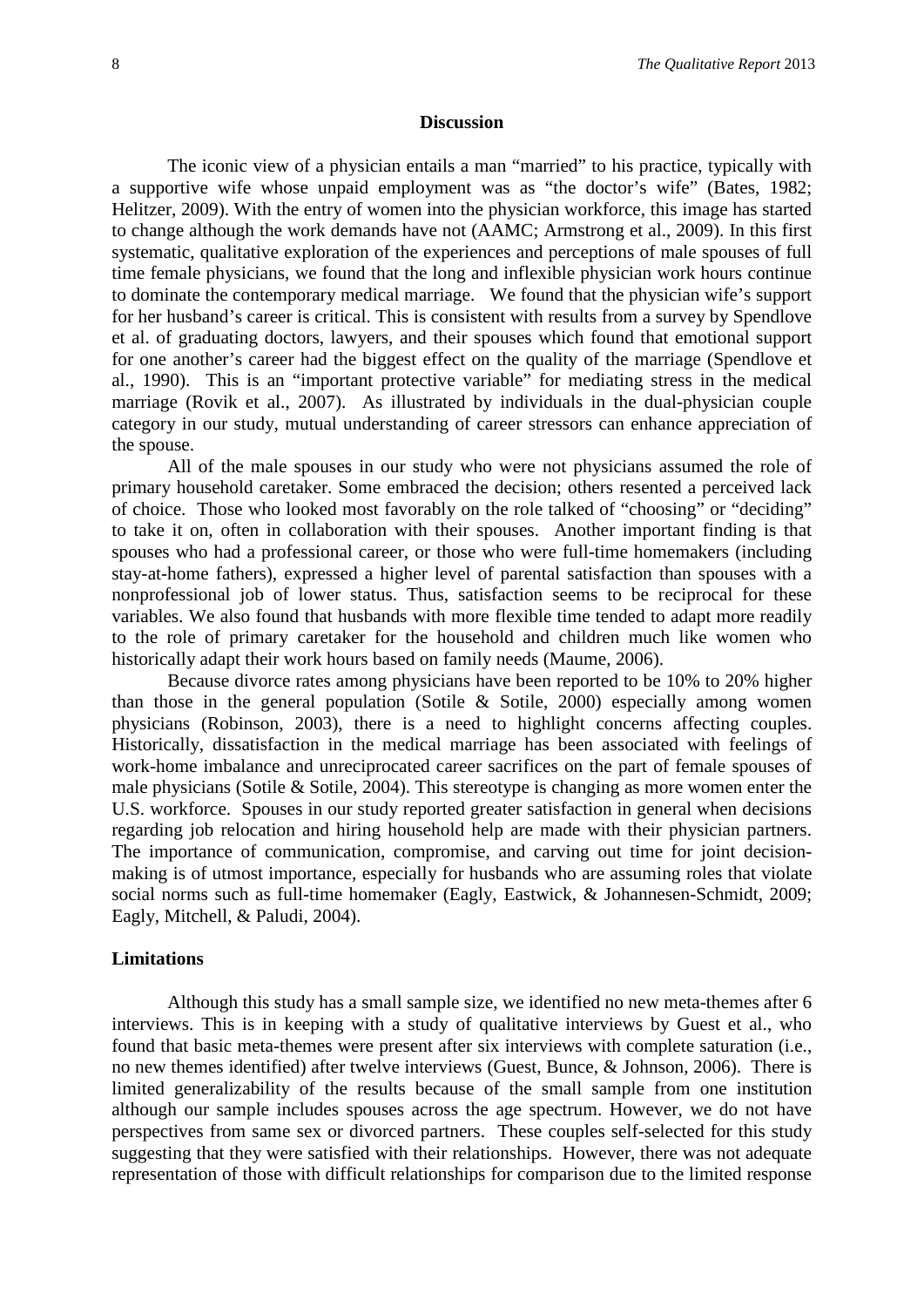## Discussion

The iconic view of a physician entails a man "married" to his practice, typically with a supportive wife whose unpaid employment was as "the doctor's wife" (Bates, 1982; Helitzer, 2009). With the entry of women into the physician workforce, this image has started to change although the work demands have not (AAMC; Armstrong et al., 2009). In this first systematic, qualitative exploration of the experiences and perceptions of male spouses of full time female physicians, we found that the long and inflexible physician work hours continue to dominate the contemporary medical marriage. We found that the physician wife's support for her husband's career is critical. This is consistent with results from a survey by Spendlove et al. of graduating doctors, lawyers, and their spouses which found that emotional support for one another's career had the biggest effect on the quality of the marriage (Spendlove et al., 1990). This is an "important protective variable" for mediating stress in the medical marriage (Rovik et al., 2007). As illustrated by individuals in the dual-physician couple category in our study, mutual understanding of career stressors can enhance appreciation of the spouse.

All of the male spouses in our study who were not physicians assumed the role of primary household caretaker. Some embraced the decision; others resented a perceived lack of choice. Those who looked most favorably on the role talked of "choosing" or "deciding" to take it on, often in collaboration with their spouses. Another important finding is that spouses who had a professional career, or those who were full-time homemakers (including stay-at-home fathers), expressed a higher level of parental satisfaction than spouses with a nonprofessional job of lower status. Thus, satisfaction seems to be reciprocal for these variables. We also found that husbands with more flexible time tended to adapt more readily to the role of primary caretaker for the household and children much like women who historically adapt their work hours based on family needs (Maume, 2006).

Because divorce rates among physicians have been reported to be 10% to 20% higher than those in the general population (Sotile & Sotile, 2000) especially among women physicians (Robinson, 2003), there is a need to highlight concerns affecting couples. Historically, dissatisfaction in the medical marriage has been associated with feelings of work-home imbalance and unreciprocated career sacrifices on the part of female spouses of male physicians (Sotile & Sotile, 2004). This stereotype is changing as more women enter the U.S. workforce. Spouses in our study reported greater satisfaction in general when decisions regarding job relocation and hiring household help are made with their physician partners. The importance of communication, compromise, and carving out time for joint decision-making is of utmost importance, especially for husbands who are assuming roles that violate social norms such as full-time homemaker (Eagly, Eastwick, & Johannesen-Schmidt, 2009; Eagly, Mitchell, & Paludi, 2004).

### Limitations

Although this study has a small sample size, we identified no new meta-themes after 6 interviews. This is in keeping with a study of qualitative interviews by Guest et al., who found that basic meta-themes were present after six interviews with complete saturation (i.e., no new themes identified) after twelve interviews (Guest, Bunce, & Johnson, 2006). There is limited generalizability of the results because of the small sample from one institution although our sample includes spouses across the age spectrum. However, we do not have perspectives from same sex or divorced partners. These couples self-selected for this study suggesting that they were satisfied with their relationships. However, there was not adequate representation of those with difficult relationships for comparison due to the limited response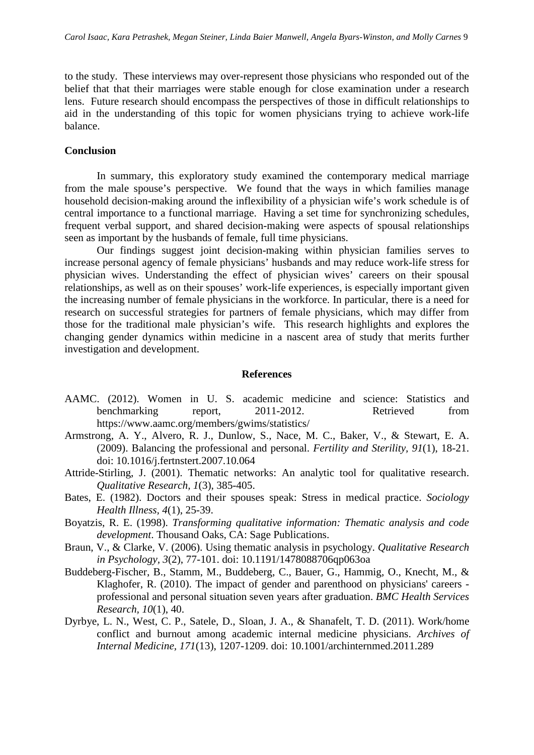to the study. These interviews may over-represent those physicians who responded out of the belief that that their marriages were stable enough for close examination under a research lens. Future research should encompass the perspectives of those in difficult relationships to aid in the understanding of this topic for women physicians trying to achieve work-life balance.

**Conclusion**

In summary, this exploratory study examined the contemporary medical marriage from the male spouse's perspective. We found that the ways in which families manage household decision-making around the inflexibility of a physician wife's work schedule is of central importance to a functional marriage. Having a set time for synchronizing schedules, frequent verbal support, and shared decision-making were aspects of spousal relationships seen as important by the husbands of female, full time physicians.

Our findings suggest joint decision-making within physician families serves to increase personal agency of female physicians' husbands and may reduce work-life stress for physician wives. Understanding the effect of physician wives' careers on their spousal relationships, as well as on their spouses' work-life experiences, is especially important given the increasing number of female physicians in the workforce. In particular, there is a need for research on successful strategies for partners of female physicians, which may differ from those for the traditional male physician's wife. This research highlights and explores the changing gender dynamics within medicine in a nascent area of study that merits further investigation and development.

## References

AAMC. (2012). Women in U. S. academic medicine and science: Statistics and benchmarking report, 2011-2012. Retrieved from https://www.aamc.org/members/gwims/statistics/

Armstrong, A. Y., Alvero, R. J., Dunlow, S., Nace, M. C., Baker, V., & Stewart, E. A. (2009). Balancing the professional and personal. *Fertility and Sterility, 91*(1), 18-21. doi: 10.1016/j.fertnstert.2007.10.064

Attride-Stirling, J. (2001). Thematic networks: An analytic tool for qualitative research. *Qualitative Research, 1*(3), 385-405.

Bates, E. (1982). Doctors and their spouses speak: Stress in medical practice. *Sociology Health Illness, 4*(1), 25-39.

Boyatzis, R. E. (1998). *Transforming qualitative information: Thematic analysis and code development*. Thousand Oaks, CA: Sage Publications.

Braun, V., & Clarke, V. (2006). Using thematic analysis in psychology. *Qualitative Research in Psychology, 3*(2), 77-101. doi: 10.1191/1478088706qp063oa

Buddeberg-Fischer, B., Stamm, M., Buddeberg, C., Bauer, G., Hammig, O., Knecht, M., & Klaghofer, R. (2010). The impact of gender and parenthood on physicians' careers - professional and personal situation seven years after graduation. *BMC Health Services Research, 10*(1), 40.

Dyrbye, L. N., West, C. P., Satele, D., Sloan, J. A., & Shanafelt, T. D. (2011). Work/home conflict and burnout among academic internal medicine physicians. *Archives of Internal Medicine, 171*(13), 1207-1209. doi: 10.1001/archinternmed.2011.289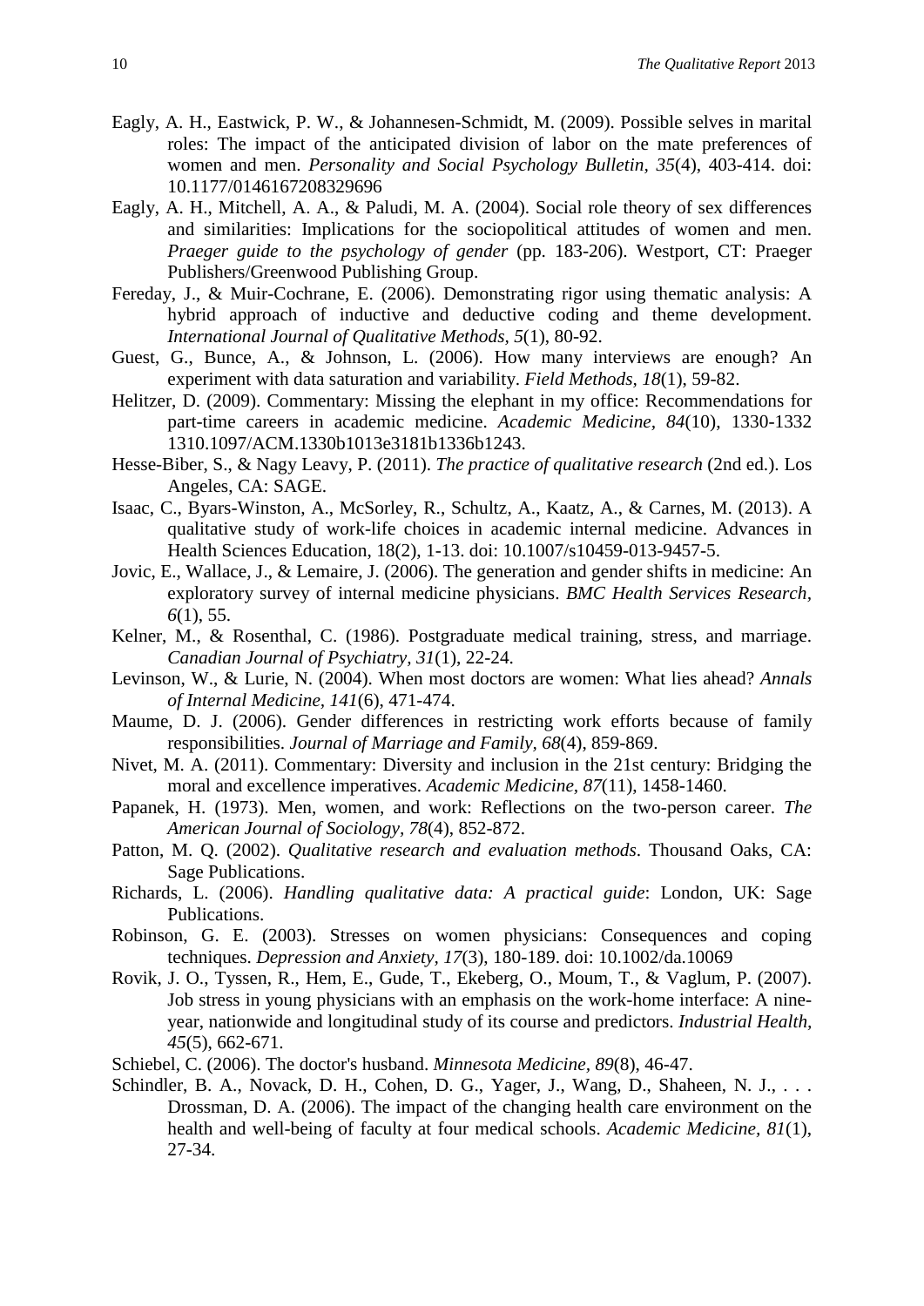Eagly, A. H., Eastwick, P. W., & Johannesen-Schmidt, M. (2009). Possible selves in marital roles: The impact of the anticipated division of labor on the mate preferences of women and men. *Personality and Social Psychology Bulletin, 35*(4), 403-414. doi: 10.1177/0146167208329696

Eagly, A. H., Mitchell, A. A., & Paludi, M. A. (2004). Social role theory of sex differences and similarities: Implications for the sociopolitical attitudes of women and men. *Praeger guide to the psychology of gender* (pp. 183-206). Westport, CT: Praeger Publishers/Greenwood Publishing Group.

Fereday, J., & Muir-Cochrane, E. (2006). Demonstrating rigor using thematic analysis: A hybrid approach of inductive and deductive coding and theme development. *International Journal of Qualitative Methods, 5*(1), 80-92.

Guest, G., Bunce, A., & Johnson, L. (2006). How many interviews are enough? An experiment with data saturation and variability. *Field Methods, 18*(1), 59-82.

Helitzer, D. (2009). Commentary: Missing the elephant in my office: Recommendations for part-time careers in academic medicine. *Academic Medicine, 84*(10), 1330-1332 1310.1097/ACM.1330b1013e3181b1336b1243.

Hesse-Biber, S., & Nagy Leavy, P. (2011). *The practice of qualitative research* (2nd ed.). Los Angeles, CA: SAGE.

Isaac, C., Byars-Winston, A., McSorley, R., Schultz, A., Kaatz, A., & Carnes, M. (2013). A qualitative study of work-life choices in academic internal medicine. Advances in Health Sciences Education, 18(2), 1-13. doi: 10.1007/s10459-013-9457-5.

Jovic, E., Wallace, J., & Lemaire, J. (2006). The generation and gender shifts in medicine: An exploratory survey of internal medicine physicians. *BMC Health Services Research, 6*(1), 55.

Kelner, M., & Rosenthal, C. (1986). Postgraduate medical training, stress, and marriage. *Canadian Journal of Psychiatry, 31*(1), 22-24.

Levinson, W., & Lurie, N. (2004). When most doctors are women: What lies ahead? *Annals of Internal Medicine, 141*(6), 471-474.

Maume, D. J. (2006). Gender differences in restricting work efforts because of family responsibilities. *Journal of Marriage and Family, 68*(4), 859-869.

Nivet, M. A. (2011). Commentary: Diversity and inclusion in the 21st century: Bridging the moral and excellence imperatives. *Academic Medicine, 87*(11), 1458-1460.

Papanek, H. (1973). Men, women, and work: Reflections on the two-person career. *The American Journal of Sociology, 78*(4), 852-872.

Patton, M. Q. (2002). *Qualitative research and evaluation methods*. Thousand Oaks, CA: Sage Publications.

Richards, L. (2006). *Handling qualitative data: A practical guide*: London, UK: Sage Publications.

Robinson, G. E. (2003). Stresses on women physicians: Consequences and coping techniques. *Depression and Anxiety, 17*(3), 180-189. doi: 10.1002/da.10069

Rovik, J. O., Tyssen, R., Hem, E., Gude, T., Ekeberg, O., Moum, T., & Vaglum, P. (2007). Job stress in young physicians with an emphasis on the work-home interface: A nine-year, nationwide and longitudinal study of its course and predictors. *Industrial Health, 45*(5), 662-671.

Schiebel, C. (2006). The doctor's husband. *Minnesota Medicine, 89*(8), 46-47.

Schindler, B. A., Novack, D. H., Cohen, D. G., Yager, J., Wang, D., Shaheen, N. J., . . . Drossman, D. A. (2006). The impact of the changing health care environment on the health and well-being of faculty at four medical schools. *Academic Medicine, 81*(1), 27-34.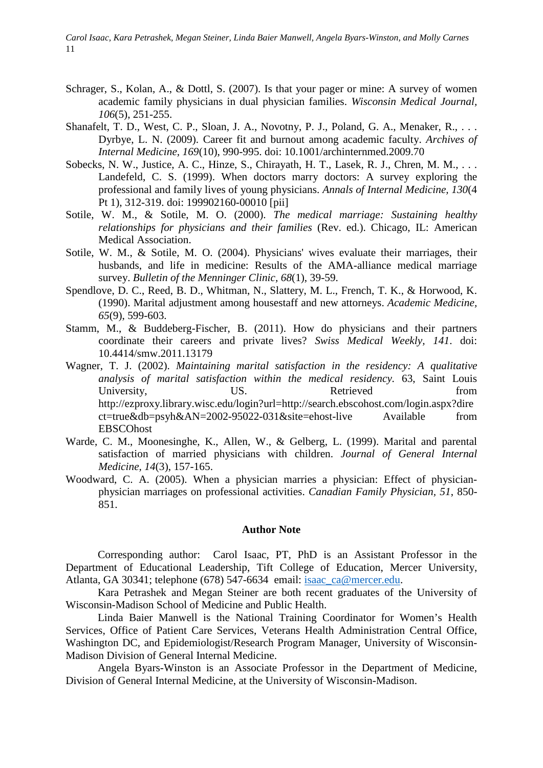Schrager, S., Kolan, A., & Dottl, S. (2007). Is that your pager or mine: A survey of women academic family physicians in dual physician families. *Wisconsin Medical Journal, 106*(5), 251-255.

Shanafelt, T. D., West, C. P., Sloan, J. A., Novotny, P. J., Poland, G. A., Menaker, R., . . . Dyrbye, L. N. (2009). Career fit and burnout among academic faculty. *Archives of Internal Medicine, 169*(10), 990-995. doi: 10.1001/archinternmed.2009.70

Sobecks, N. W., Justice, A. C., Hinze, S., Chirayath, H. T., Lasek, R. J., Chren, M. M., . . . Landefeld, C. S. (1999). When doctors marry doctors: A survey exploring the professional and family lives of young physicians. *Annals of Internal Medicine, 130*(4 Pt 1), 312-319. doi: 199902160-00010 [pii]

Sotile, W. M., & Sotile, M. O. (2000). *The medical marriage: Sustaining healthy relationships for physicians and their families* (Rev. ed.). Chicago, IL: American Medical Association.

Sotile, W. M., & Sotile, M. O. (2004). Physicians' wives evaluate their marriages, their husbands, and life in medicine: Results of the AMA-alliance medical marriage survey. *Bulletin of the Menninger Clinic, 68*(1), 39-59.

Spendlove, D. C., Reed, B. D., Whitman, N., Slattery, M. L., French, T. K., & Horwood, K. (1990). Marital adjustment among housestaff and new attorneys. *Academic Medicine, 65*(9), 599-603.

Stamm, M., & Buddeberg-Fischer, B. (2011). How do physicians and their partners coordinate their careers and private lives? *Swiss Medical Weekly, 141*. doi: 10.4414/smw.2011.13179

Wagner, T. J. (2002). *Maintaining marital satisfaction in the residency: A qualitative analysis of marital satisfaction within the medical residency.* 63, Saint Louis University, US. Retrieved from http://ezproxy.library.wisc.edu/login?url=http://search.ebscohost.com/login.aspx?direct=true&db=psyh&AN=2002-95022-031&site=ehost-live Available from EBSCOhost

Warde, C. M., Moonesinghe, K., Allen, W., & Gelberg, L. (1999). Marital and parental satisfaction of married physicians with children. *Journal of General Internal Medicine, 14*(3), 157-165.

Woodward, C. A. (2005). When a physician marries a physician: Effect of physician-physician marriages on professional activities. *Canadian Family Physician, 51*, 850-851.

## Author Note

Corresponding author: Carol Isaac, PT, PhD is an Assistant Professor in the Department of Educational Leadership, Tift College of Education, Mercer University, Atlanta, GA 30341; telephone (678) 547-6634 email: isaac_ca@mercer.edu.

Kara Petrashek and Megan Steiner are both recent graduates of the University of Wisconsin-Madison School of Medicine and Public Health.

Linda Baier Manwell is the National Training Coordinator for Women's Health Services, Office of Patient Care Services, Veterans Health Administration Central Office, Washington DC, and Epidemiologist/Research Program Manager, University of Wisconsin-Madison Division of General Internal Medicine.

Angela Byars-Winston is an Associate Professor in the Department of Medicine, Division of General Internal Medicine, at the University of Wisconsin-Madison.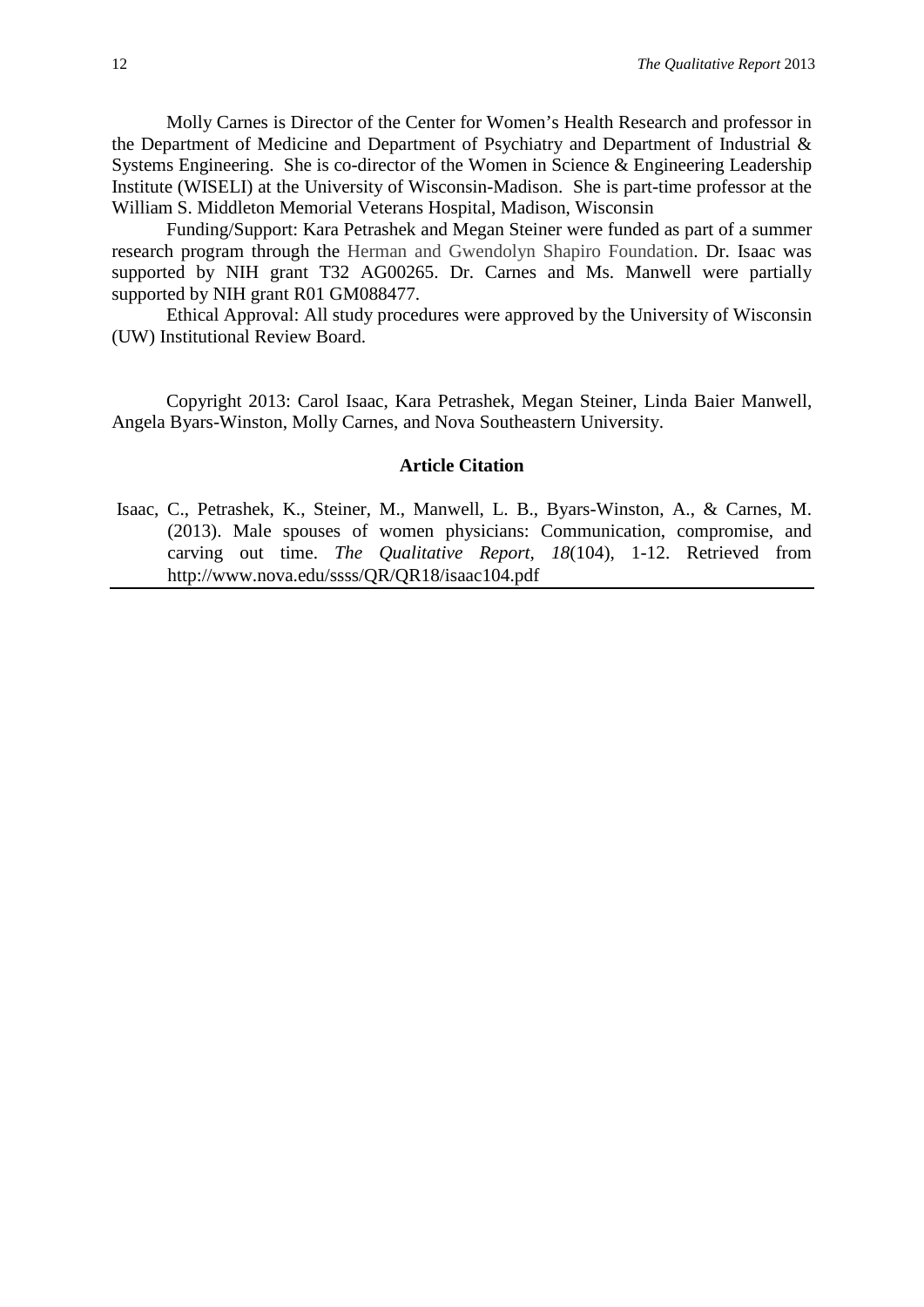Molly Carnes is Director of the Center for Women's Health Research and professor in the Department of Medicine and Department of Psychiatry and Department of Industrial & Systems Engineering. She is co-director of the Women in Science & Engineering Leadership Institute (WISELI) at the University of Wisconsin-Madison. She is part-time professor at the William S. Middleton Memorial Veterans Hospital, Madison, Wisconsin

Funding/Support: Kara Petrashek and Megan Steiner were funded as part of a summer research program through the Herman and Gwendolyn Shapiro Foundation. Dr. Isaac was supported by NIH grant T32 AG00265. Dr. Carnes and Ms. Manwell were partially supported by NIH grant R01 GM088477.

Ethical Approval: All study procedures were approved by the University of Wisconsin (UW) Institutional Review Board.

Copyright 2013: Carol Isaac, Kara Petrashek, Megan Steiner, Linda Baier Manwell, Angela Byars-Winston, Molly Carnes, and Nova Southeastern University.

### Article Citation

Isaac, C., Petrashek, K., Steiner, M., Manwell, L. B., Byars-Winston, A., & Carnes, M. (2013). Male spouses of women physicians: Communication, compromise, and carving out time. *The Qualitative Report, 18*(104), 1-12. Retrieved from http://www.nova.edu/ssss/QR/QR18/isaac104.pdf